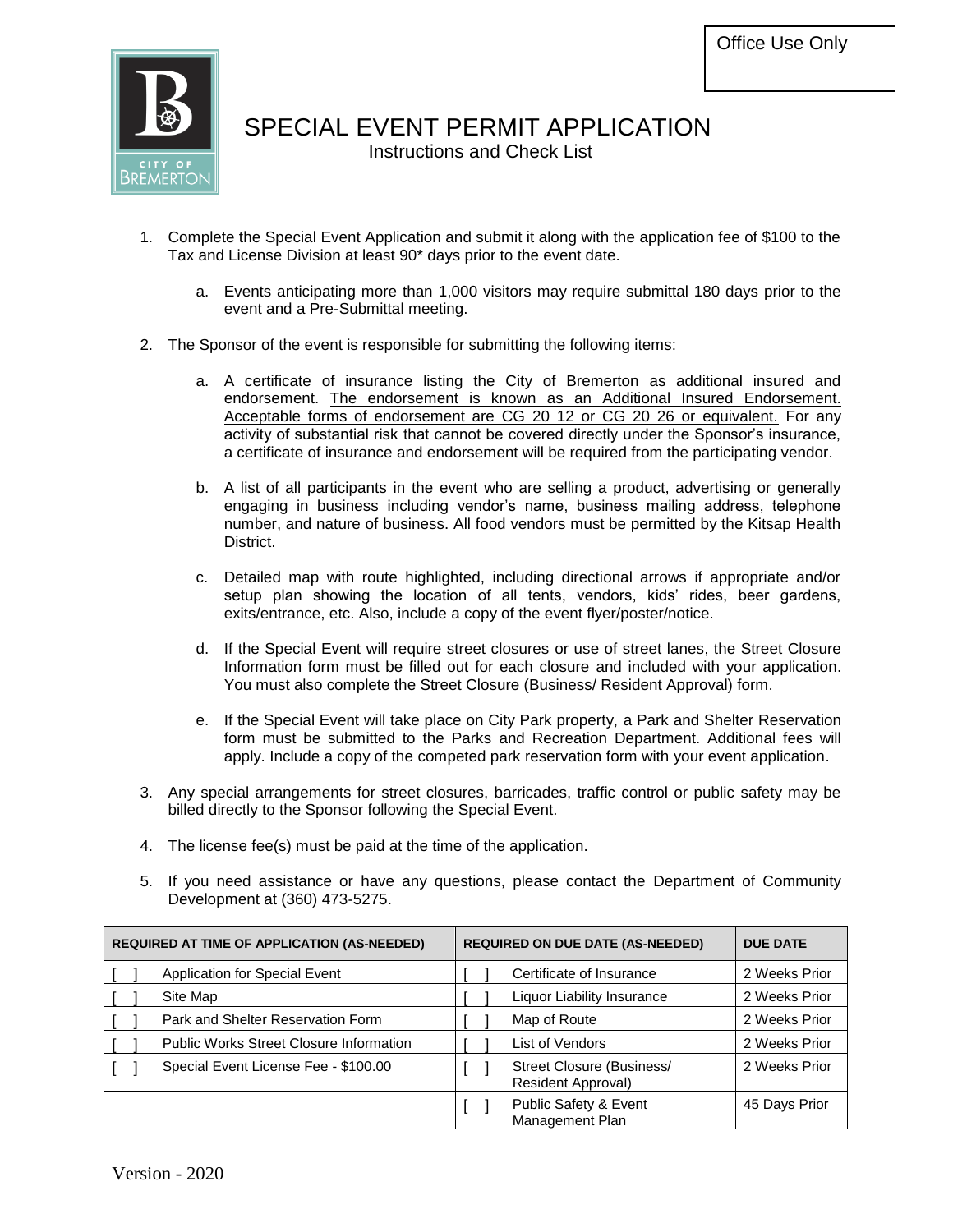Office Use Only

# SPECIAL EVENT PERMIT APPLICATION

## Instructions and Check List

1. Complete the Special Event Application and submit it along with the application fee of $100 to the Tax and License Division at least 90* days prior to the event date.
   a. Events anticipating more than 1,000 visitors may require submittal 180 days prior to the event and a Pre-Submittal meeting.
2. The Sponsor of the event is responsible for submitting the following items:
   a. A certificate of insurance listing the City of Bremerton as additional insured and endorsement. The endorsement is known as an Additional Insured Endorsement. Acceptable forms of endorsement are CG 20 12 or CG 20 26 or equivalent. For any activity of substantial risk that cannot be covered directly under the Sponsor's insurance, a certificate of insurance and endorsement will be required from the participating vendor.
   b. A list of all participants in the event who are selling a product, advertising or generally engaging in business including vendor's name, business mailing address, telephone number, and nature of business. All food vendors must be permitted by the Kitsap Health District.
   c. Detailed map with route highlighted, including directional arrows if appropriate and/or setup plan showing the location of all tents, vendors, kids' rides, beer gardens, exits/entrance, etc. Also, include a copy of the event flyer/poster/notice.
   d. If the Special Event will require street closures or use of street lanes, the Street Closure Information form must be filled out for each closure and included with your application. You must also complete the Street Closure (Business/ Resident Approval) form.
   e. If the Special Event will take place on City Park property, a Park and Shelter Reservation form must be submitted to the Parks and Recreation Department. Additional fees will apply. Include a copy of the competed park reservation form with your event application.
3. Any special arrangements for street closures, barricades, traffic control or public safety may be billed directly to the Sponsor following the Special Event.
4. The license fee(s) must be paid at the time of the application.
5. If you need assistance or have any questions, please contact the Department of Community Development at (360) 473-5275.

| REQUIRED AT TIME OF APPLICATION (AS-NEEDED) | | REQUIRED ON DUE DATE (AS-NEEDED) | | DUE DATE |
|---|---|---|---|---|
| [ ] | Application for Special Event | [ ] | Certificate of Insurance | 2 Weeks Prior |
| [ ] | Site Map | [ ] | Liquor Liability Insurance | 2 Weeks Prior |
| [ ] | Park and Shelter Reservation Form | [ ] | Map of Route | 2 Weeks Prior |
| [ ] | Public Works Street Closure Information | [ ] | List of Vendors | 2 Weeks Prior |
| [ ] | Special Event License Fee - $100.00 | [ ] | Street Closure (Business/ Resident Approval) | 2 Weeks Prior |
| | | [ ] | Public Safety & Event Management Plan | 45 Days Prior |

Version - 2020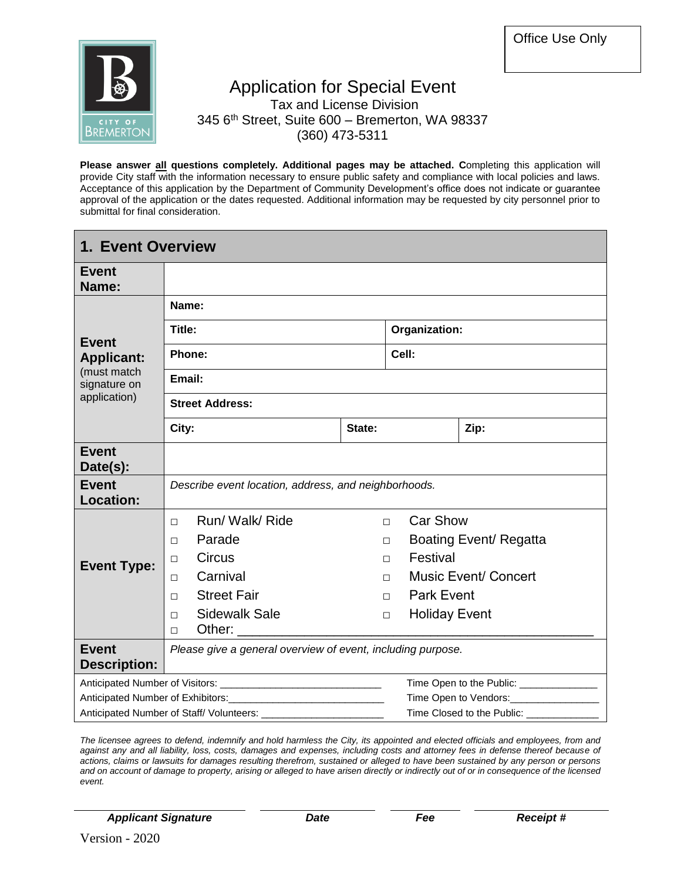Office Use Only

# Application for Special Event

Tax and License Division
345 6th Street, Suite 600 – Bremerton, WA 98337
(360) 473-5311

**Please answer all questions completely. Additional pages may be attached. C**ompleting this application will provide City staff with the information necessary to ensure public safety and compliance with local policies and laws. Acceptance of this application by the Department of Community Development's office does not indicate or guarantee approval of the application or the dates requested. Additional information may be requested by city personnel prior to submittal for final consideration.

## 1. Event Overview

| | | | |
|---|---|---|---|
| **Event Name:** | | | |
| **Event Applicant:** (must match signature on application) | **Name:** | | |
| | **Title:** | **Organization:** | |
| | **Phone:** | **Cell:** | |
| | **Email:** | | |
| | **Street Address:** | | |
| | **City:** | **State:** | **Zip:** |
| **Event Date(s):** | | | |
| **Event Location:** | *Describe event location, address, and neighborhoods.* | | |
| **Event Type:** | □ Run/ Walk/ Ride<br>□ Parade<br>□ Circus<br>□ Carnival<br>□ Street Fair<br>□ Sidewalk Sale<br>□ Other: ____________ | □ Car Show<br>□ Boating Event/ Regatta<br>□ Festival<br>□ Music Event/ Concert<br>□ Park Event<br>□ Holiday Event | |
| **Event Description:** | *Please give a general overview of event, including purpose.* | | |

Anticipated Number of Visitors: ____________________________ Time Open to the Public: ______________

Anticipated Number of Exhibitors: ____________________________ Time Open to Vendors: ________________

Anticipated Number of Staff/ Volunteers: ______________________ Time Closed to the Public: _____________

*The licensee agrees to defend, indemnify and hold harmless the City, its appointed and elected officials and employees, from and against any and all liability, loss, costs, damages and expenses, including costs and attorney fees in defense thereof because of actions, claims or lawsuits for damages resulting therefrom, sustained or alleged to have been sustained by any person or persons and on account of damage to property, arising or alleged to have arisen directly or indirectly out of or in consequence of the licensed event.*

| ____________________ | ____________ | ________ | ____________ |
|---|---|---|---|
| ***Applicant Signature*** | ***Date*** | ***Fee*** | ***Receipt #*** |

Version - 2020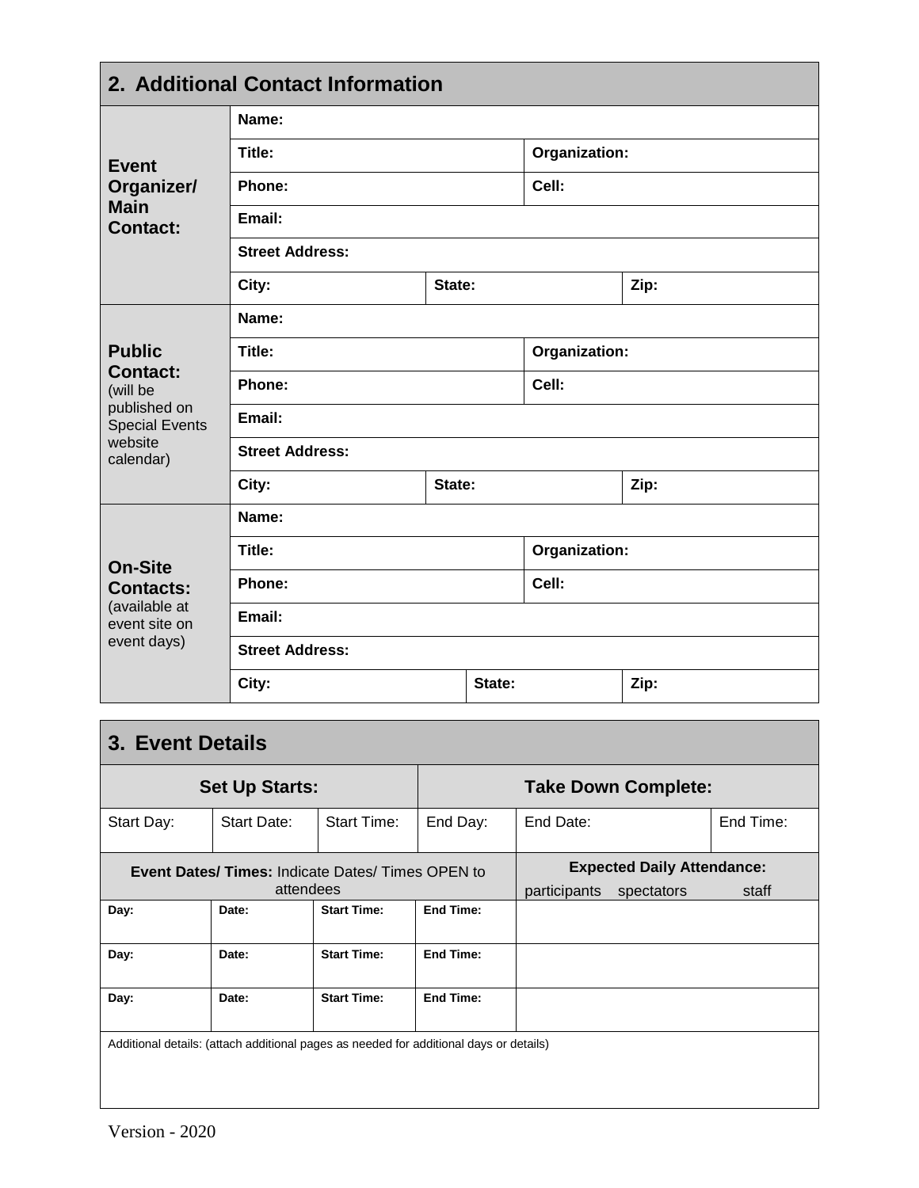## 2. Additional Contact Information

| | | | |
|---|---|---|---|
| **Event Organizer/ Main Contact:** | **Name:** | | |
| | **Title:** | **Organization:** | |
| | **Phone:** | **Cell:** | |
| | **Email:** | | |
| | **Street Address:** | | |
| | **City:** | **State:** | **Zip:** |
| **Public Contact:** (will be published on Special Events website calendar) | **Name:** | | |
| | **Title:** | **Organization:** | |
| | **Phone:** | **Cell:** | |
| | **Email:** | | |
| | **Street Address:** | | |
| | **City:** | **State:** | **Zip:** |
| **On-Site Contacts:** (available at event site on event days) | **Name:** | | |
| | **Title:** | **Organization:** | |
| | **Phone:** | **Cell:** | |
| | **Email:** | | |
| | **Street Address:** | | |
| | **City:** | **State:** | **Zip:** |

## 3. Event Details

| **Set Up Starts:** | | | **Take Down Complete:** | | |
|---|---|---|---|---|---|
| Start Day: | Start Date: | Start Time: | End Day: | End Date: | End Time: |

| **Event Dates/ Times:** Indicate Dates/ Times OPEN to attendees | | | | **Expected Daily Attendance:** participants spectators staff |
|---|---|---|---|---|
| **Day:** | **Date:** | **Start Time:** | **End Time:** | |
| **Day:** | **Date:** | **Start Time:** | **End Time:** | |
| **Day:** | **Date:** | **Start Time:** | **End Time:** | |

Additional details: (attach additional pages as needed for additional days or details)

Version - 2020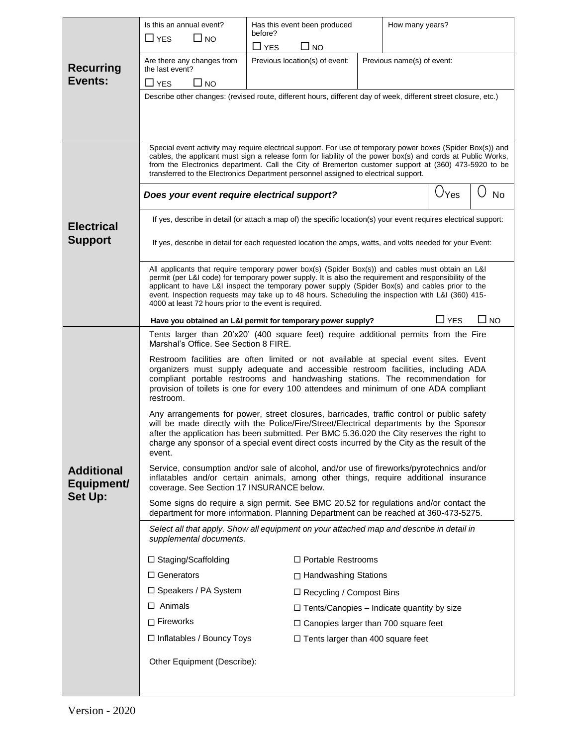## Recurring Events:

| Is this an annual event? | Has this event been produced before? | How many years? |
|---|---|---|
| ☐ YES ☐ NO | ☐ YES ☐ NO | |

| Are there any changes from the last event? | Previous location(s) of event: | Previous name(s) of event: |
|---|---|---|
| ☐ YES ☐ NO | | |

Describe other changes: (revised route, different hours, different day of week, different street closure, etc.)

## Electrical Support

Special event activity may require electrical support. For use of temporary power boxes (Spider Box(s)) and cables, the applicant must sign a release form for liability of the power box(s) and cords at Public Works, from the Electronics department. Call the City of Bremerton customer support at (360) 473-5920 to be transferred to the Electronics Department personnel assigned to electrical support.

***Does your event require electrical support?*** ◯ Yes ◯ No

If yes, describe in detail (or attach a map of) the specific location(s) your event requires electrical support:

If yes, describe in detail for each requested location the amps, watts, and volts needed for your Event:

All applicants that require temporary power box(s) (Spider Box(s)) and cables must obtain an L&I permit (per L&I code) for temporary power supply. It is also the requirement and responsibility of the applicant to have L&I inspect the temporary power supply (Spider Box(s) and cables prior to the event. Inspection requests may take up to 48 hours. Scheduling the inspection with L&I (360) 415-4000 at least 72 hours prior to the event is required.

**Have you obtained an L&I permit for temporary power supply?** ☐ YES ☐ NO

## Additional Equipment/ Set Up:

Tents larger than 20'x20' (400 square feet) require additional permits from the Fire Marshal's Office. See Section 8 FIRE.

Restroom facilities are often limited or not available at special event sites. Event organizers must supply adequate and accessible restroom facilities, including ADA compliant portable restrooms and handwashing stations. The recommendation for provision of toilets is one for every 100 attendees and minimum of one ADA compliant restroom.

Any arrangements for power, street closures, barricades, traffic control or public safety will be made directly with the Police/Fire/Street/Electrical departments by the Sponsor after the application has been submitted. Per BMC 5.36.020 the City reserves the right to charge any sponsor of a special event direct costs incurred by the City as the result of the event.

Service, consumption and/or sale of alcohol, and/or use of fireworks/pyrotechnics and/or inflatables and/or certain animals, among other things, require additional insurance coverage. See Section 17 INSURANCE below.

Some signs do require a sign permit. See BMC 20.52 for regulations and/or contact the department for more information. Planning Department can be reached at 360-473-5275.

*Select all that apply. Show all equipment on your attached map and describe in detail in supplemental documents.*

- ☐ Staging/Scaffolding
- ☐ Generators
- ☐ Speakers / PA System
- ☐ Animals
- ☐ Fireworks
- ☐ Inflatables / Bouncy Toys
- ☐ Portable Restrooms
- ☐ Handwashing Stations
- ☐ Recycling / Compost Bins
- ☐ Tents/Canopies – Indicate quantity by size
- ☐ Canopies larger than 700 square feet
- ☐ Tents larger than 400 square feet

Other Equipment (Describe):

Version - 2020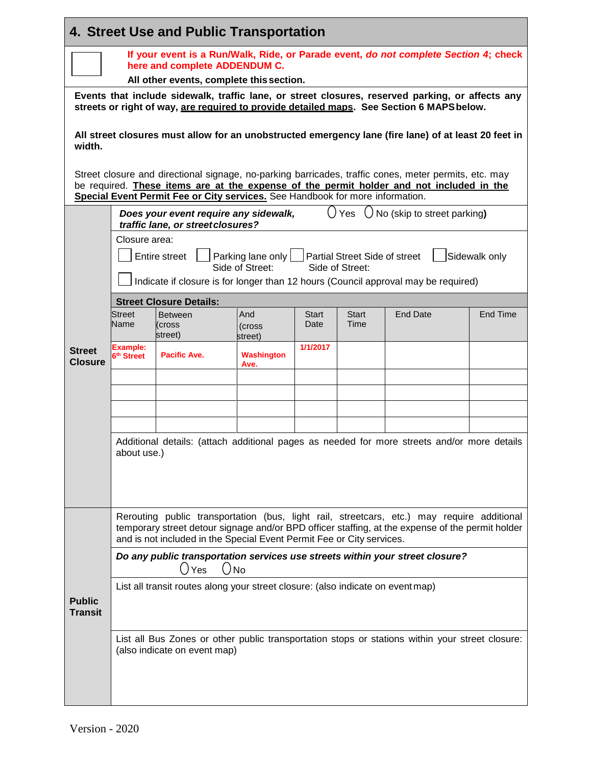## 4. Street Use and Public Transportation

☐ **If your event is a Run/Walk, Ride, or Parade event, *do not complete Section 4*; check here and complete ADDENDUM C.**

**All other events, complete this section.**

**Events that include sidewalk, traffic lane, or street closures, reserved parking, or affects any streets or right of way, are required to provide detailed maps. See Section 6 MAPS below.**

**All street closures must allow for an unobstructed emergency lane (fire lane) of at least 20 feet in width.**

Street closure and directional signage, no-parking barricades, traffic cones, meter permits, etc. may be required. **These items are at the expense of the permit holder and not included in the Special Event Permit Fee or City services.** See Handbook for more information.

### Street Closure

***Does your event require any sidewalk, traffic lane, or street closures?*** ◯ Yes ◯ No (skip to street parking**)**

Closure area:

☐ Entire street ☐ Parking lane only Side of Street: ☐ Partial Street Side of street Side of Street: ☐ Sidewalk only

☐ Indicate if closure is for longer than 12 hours (Council approval may be required)

**Street Closure Details:**

| Street Name | Between (cross street) | And (cross street) | Start Date | Start Time | End Date | End Time |
|---|---|---|---|---|---|---|
| **Example: 6th Street** | **Pacific Ave.** | **Washington Ave.** | **1/1/2017** | | | |
| | | | | | | |
| | | | | | | |
| | | | | | | |
| | | | | | | |

Additional details: (attach additional pages as needed for more streets and/or more details about use.)

### Public Transit

Rerouting public transportation (bus, light rail, streetcars, etc.) may require additional temporary street detour signage and/or BPD officer staffing, at the expense of the permit holder and is not included in the Special Event Permit Fee or City services.

***Do any public transportation services use streets within your street closure?***
◯ Yes ◯ No

List all transit routes along your street closure: (also indicate on event map)

List all Bus Zones or other public transportation stops or stations within your street closure: (also indicate on event map)

Version - 2020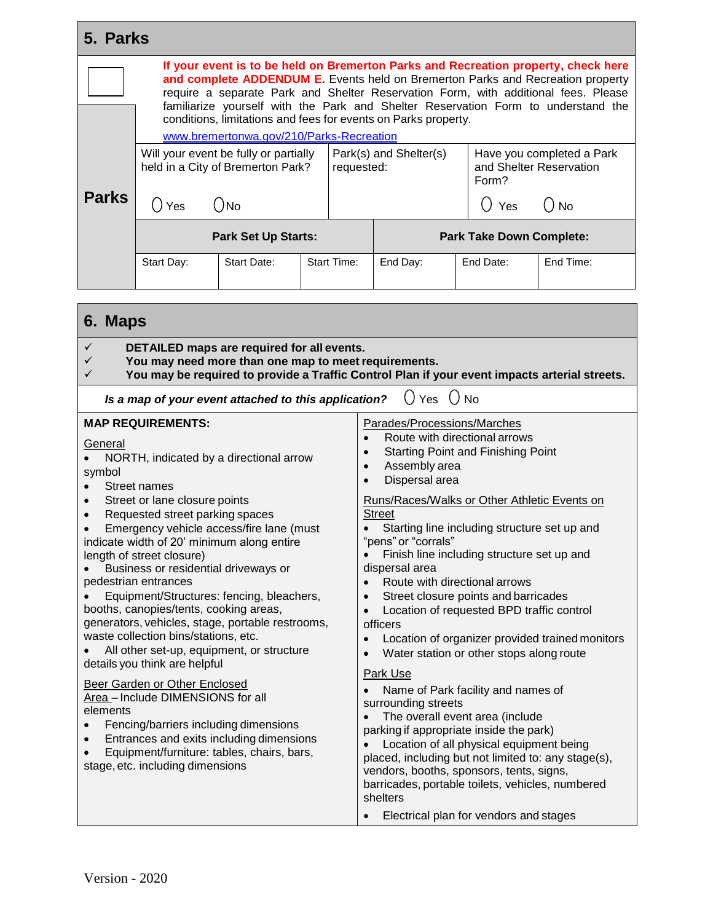## 5. Parks

☐ **If your event is to be held on Bremerton Parks and Recreation property, check here and complete ADDENDUM E.** Events held on Bremerton Parks and Recreation property require a separate Park and Shelter Reservation Form, with additional fees. Please familiarize yourself with the Park and Shelter Reservation Form to understand the conditions, limitations and fees for events on Parks property.

www.bremertonwa.gov/210/Parks-Recreation

**Parks**

| Will your event be fully or partially held in a City of Bremerton Park? | Park(s) and Shelter(s) requested: | Have you completed a Park and Shelter Reservation Form? |
|---|---|---|
| ◯ Yes ◯ No | | ◯ Yes ◯ No |

| **Park Set Up Starts:** | | | **Park Take Down Complete:** | | |
|---|---|---|---|---|---|
| Start Day: | Start Date: | Start Time: | End Day: | End Date: | End Time: |

## 6. Maps

✓ **DETAILED maps are required for all events.**
✓ **You may need more than one map to meet requirements.**
✓ **You may be required to provide a Traffic Control Plan if your event impacts arterial streets.**

***Is a map of your event attached to this application?*** ◯ Yes ◯ No

**MAP REQUIREMENTS:**

General
- NORTH, indicated by a directional arrow symbol
- Street names
- Street or lane closure points
- Requested street parking spaces
- Emergency vehicle access/fire lane (must indicate width of 20' minimum along entire length of street closure)
- Business or residential driveways or pedestrian entrances
- Equipment/Structures: fencing, bleachers, booths, canopies/tents, cooking areas, generators, vehicles, stage, portable restrooms, waste collection bins/stations, etc.
- All other set-up, equipment, or structure details you think are helpful

Beer Garden or Other Enclosed Area – Include DIMENSIONS for all elements
- Fencing/barriers including dimensions
- Entrances and exits including dimensions
- Equipment/furniture: tables, chairs, bars, stage, etc. including dimensions

Parades/Processions/Marches
- Route with directional arrows
- Starting Point and Finishing Point
- Assembly area
- Dispersal area

Runs/Races/Walks or Other Athletic Events on Street
- Starting line including structure set up and "pens" or "corrals"
- Finish line including structure set up and dispersal area
- Route with directional arrows
- Street closure points and barricades
- Location of requested BPD traffic control officers
- Location of organizer provided trained monitors
- Water station or other stops along route

Park Use
- Name of Park facility and names of surrounding streets
- The overall event area (include parking if appropriate inside the park)
- Location of all physical equipment being placed, including but not limited to: any stage(s), vendors, booths, sponsors, tents, signs, barricades, portable toilets, vehicles, numbered shelters
- Electrical plan for vendors and stages

Version - 2020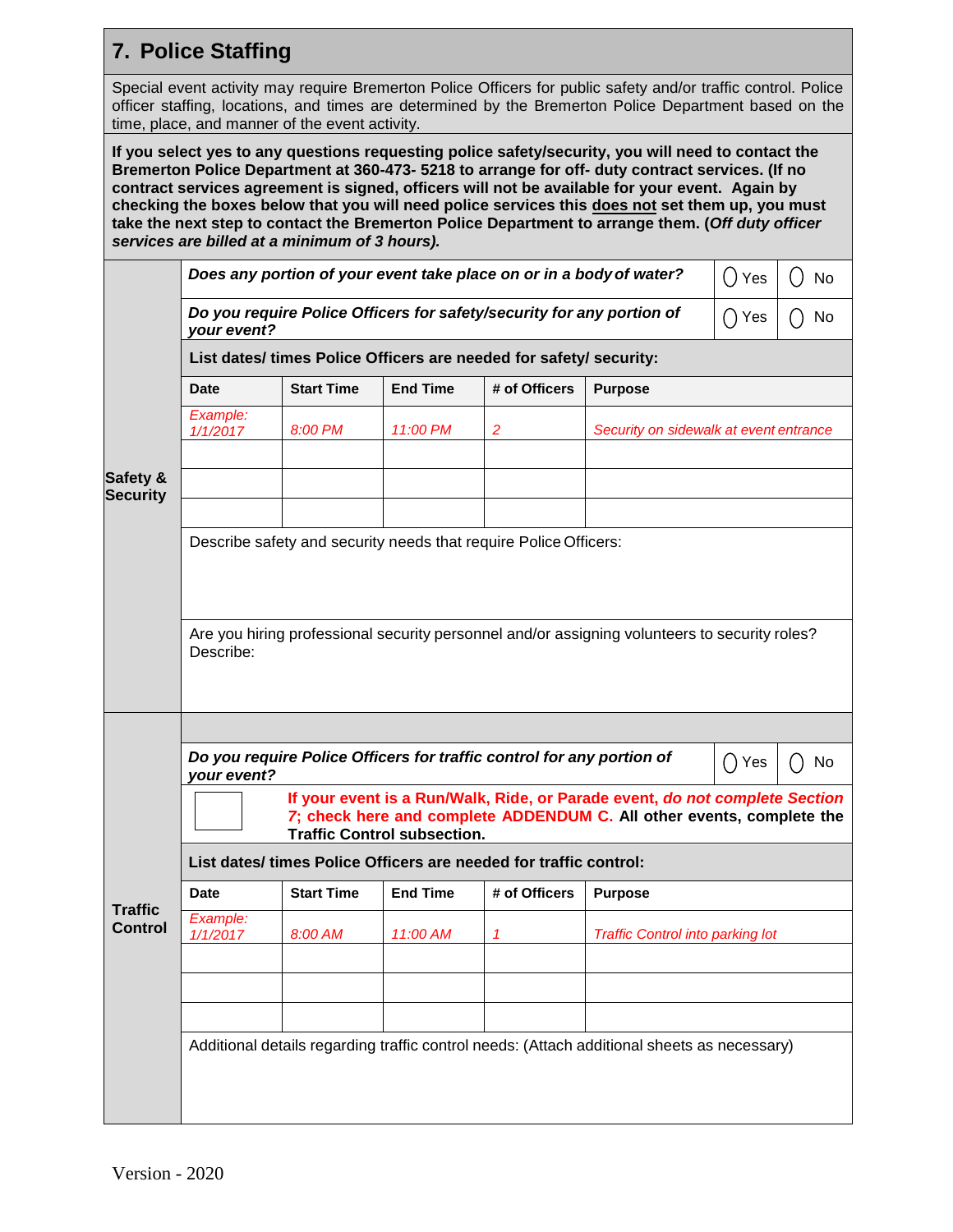## 7. Police Staffing

Special event activity may require Bremerton Police Officers for public safety and/or traffic control. Police officer staffing, locations, and times are determined by the Bremerton Police Department based on the time, place, and manner of the event activity.

**If you select yes to any questions requesting police safety/security, you will need to contact the Bremerton Police Department at 360-473- 5218 to arrange for off- duty contract services. (If no contract services agreement is signed, officers will not be available for your event. Again by checking the boxes below that you will need police services this <u>does not</u> set them up, you must take the next step to contact the Bremerton Police Department to arrange them. (*Off duty officer services are billed at a minimum of 3 hours).***

### Safety & Security

***Does any portion of your event take place on or in a body of water?*** ◯ Yes ◯ No

***Do you require Police Officers for safety/security for any portion of your event?*** ◯ Yes ◯ No

**List dates/ times Police Officers are needed for safety/ security:**

| Date | Start Time | End Time | # of Officers | Purpose |
|---|---|---|---|---|
| *Example: 1/1/2017* | *8:00 PM* | *11:00 PM* | *2* | *Security on sidewalk at event entrance* |
| | | | | |
| | | | | |
| | | | | |

Describe safety and security needs that require Police Officers:

Are you hiring professional security personnel and/or assigning volunteers to security roles? Describe:

### Traffic Control

***Do you require Police Officers for traffic control for any portion of your event?*** ◯ Yes ◯ No

☐ **If your event is a Run/Walk, Ride, or Parade event, *do not complete Section 7*; check here and complete ADDENDUM C. All other events, complete the Traffic Control subsection.**

**List dates/ times Police Officers are needed for traffic control:**

| Date | Start Time | End Time | # of Officers | Purpose |
|---|---|---|---|---|
| *Example: 1/1/2017* | *8:00 AM* | *11:00 AM* | *1* | *Traffic Control into parking lot* |
| | | | | |
| | | | | |
| | | | | |

Additional details regarding traffic control needs: (Attach additional sheets as necessary)

Version - 2020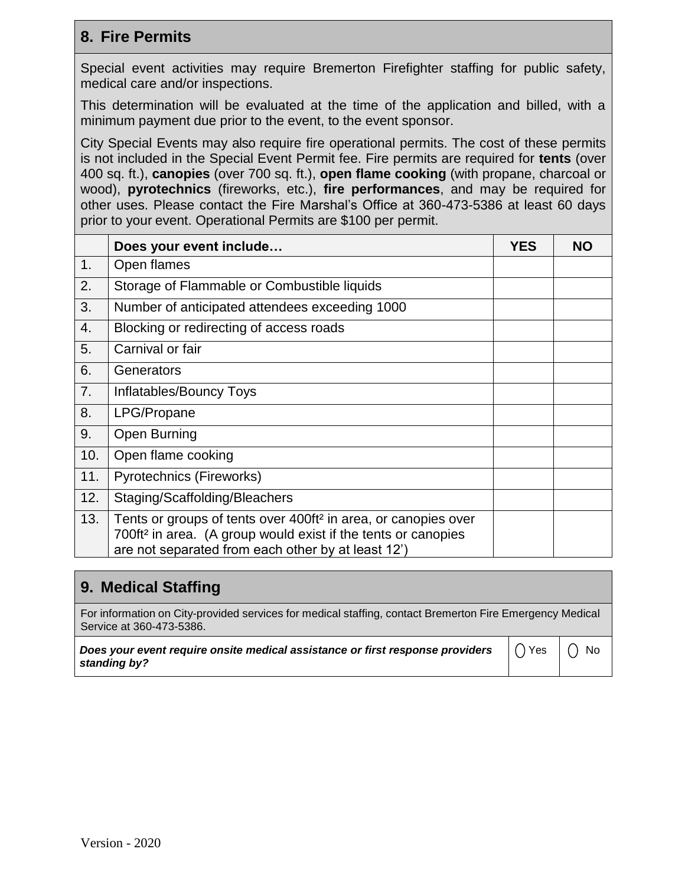## 8. Fire Permits

Special event activities may require Bremerton Firefighter staffing for public safety, medical care and/or inspections.

This determination will be evaluated at the time of the application and billed, with a minimum payment due prior to the event, to the event sponsor.

City Special Events may also require fire operational permits. The cost of these permits is not included in the Special Event Permit fee. Fire permits are required for **tents** (over 400 sq. ft.), **canopies** (over 700 sq. ft.), **open flame cooking** (with propane, charcoal or wood), **pyrotechnics** (fireworks, etc.), **fire performances**, and may be required for other uses. Please contact the Fire Marshal's Office at 360-473-5386 at least 60 days prior to your event. Operational Permits are $100 per permit.

| | Does your event include… | YES | NO |
|---|---|---|---|
| 1. | Open flames | | |
| 2. | Storage of Flammable or Combustible liquids | | |
| 3. | Number of anticipated attendees exceeding 1000 | | |
| 4. | Blocking or redirecting of access roads | | |
| 5. | Carnival or fair | | |
| 6. | Generators | | |
| 7. | Inflatables/Bouncy Toys | | |
| 8. | LPG/Propane | | |
| 9. | Open Burning | | |
| 10. | Open flame cooking | | |
| 11. | Pyrotechnics (Fireworks) | | |
| 12. | Staging/Scaffolding/Bleachers | | |
| 13. | Tents or groups of tents over 400ft² in area, or canopies over 700ft² in area. (A group would exist if the tents or canopies are not separated from each other by at least 12') | | |

## 9. Medical Staffing

For information on City-provided services for medical staffing, contact Bremerton Fire Emergency Medical Service at 360-473-5386.

| ***Does your event require onsite medical assistance or first response providers standing by?*** | ◯ Yes | ◯ No |
|---|---|---|

Version - 2020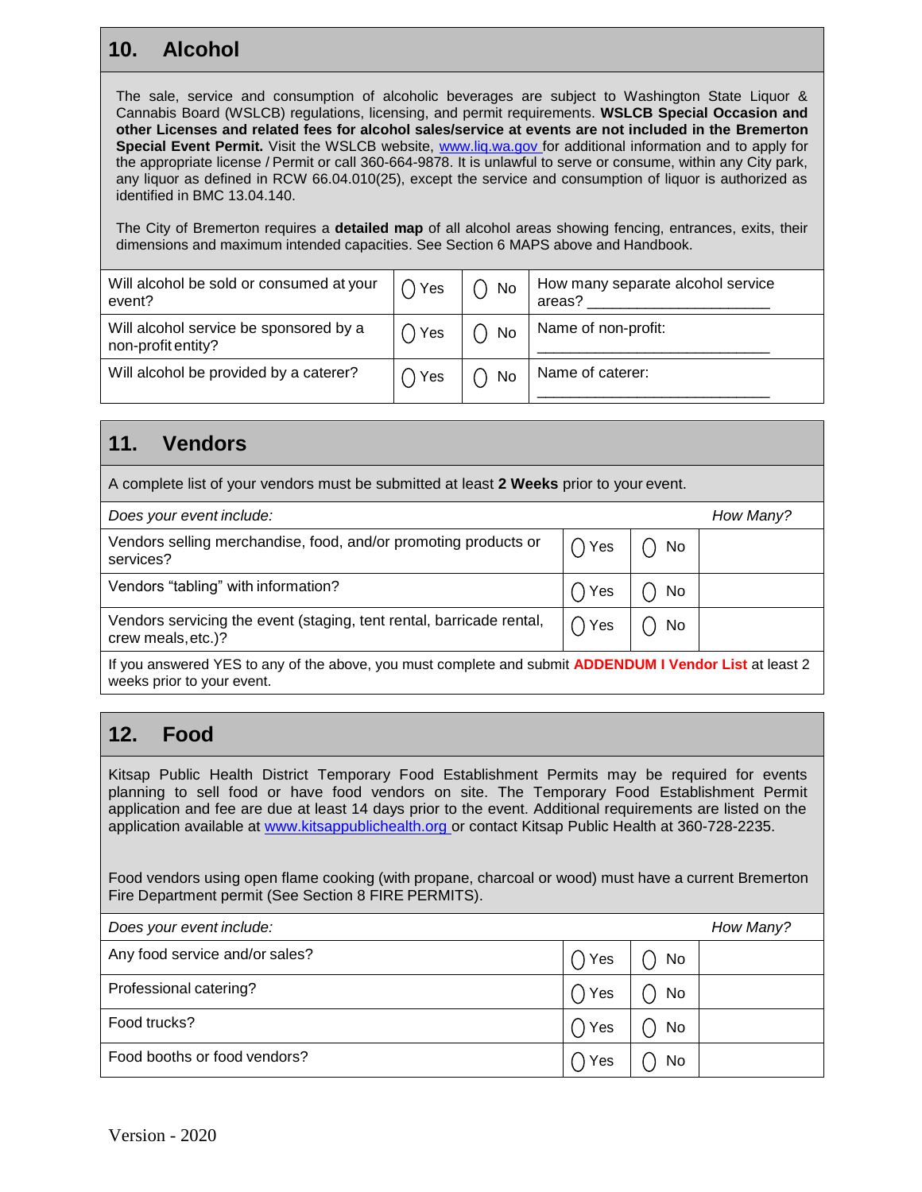## 10. Alcohol

The sale, service and consumption of alcoholic beverages are subject to Washington State Liquor & Cannabis Board (WSLCB) regulations, licensing, and permit requirements. **WSLCB Special Occasion and other Licenses and related fees for alcohol sales/service at events are not included in the Bremerton Special Event Permit.** Visit the WSLCB website, www.liq.wa.gov for additional information and to apply for the appropriate license / Permit or call 360-664-9878. It is unlawful to serve or consume, within any City park, any liquor as defined in RCW 66.04.010(25), except the service and consumption of liquor is authorized as identified in BMC 13.04.140.

The City of Bremerton requires a **detailed map** of all alcohol areas showing fencing, entrances, exits, their dimensions and maximum intended capacities. See Section 6 MAPS above and Handbook.

| | | | |
|---|---|---|---|
| Will alcohol be sold or consumed at your event? | ◯ Yes | ◯ No | How many separate alcohol service areas? ____________________ |
| Will alcohol service be sponsored by a non-profit entity? | ◯ Yes | ◯ No | Name of non-profit: ___________________________ |
| Will alcohol be provided by a caterer? | ◯ Yes | ◯ No | Name of caterer: ___________________________ |

## 11. Vendors

A complete list of your vendors must be submitted at least **2 Weeks** prior to your event.

| *Does your event include:* | | | *How Many?* |
|---|---|---|---|
| Vendors selling merchandise, food, and/or promoting products or services? | ◯ Yes | ◯ No | |
| Vendors "tabling" with information? | ◯ Yes | ◯ No | |
| Vendors servicing the event (staging, tent rental, barricade rental, crew meals, etc.)? | ◯ Yes | ◯ No | |

If you answered YES to any of the above, you must complete and submit **ADDENDUM I Vendor List** at least 2 weeks prior to your event.

## 12. Food

Kitsap Public Health District Temporary Food Establishment Permits may be required for events planning to sell food or have food vendors on site. The Temporary Food Establishment Permit application and fee are due at least 14 days prior to the event. Additional requirements are listed on the application available at www.kitsappublichealth.org or contact Kitsap Public Health at 360-728-2235.

Food vendors using open flame cooking (with propane, charcoal or wood) must have a current Bremerton Fire Department permit (See Section 8 FIRE PERMITS).

| *Does your event include:* | | | *How Many?* |
|---|---|---|---|
| Any food service and/or sales? | ◯ Yes | ◯ No | |
| Professional catering? | ◯ Yes | ◯ No | |
| Food trucks? | ◯ Yes | ◯ No | |
| Food booths or food vendors? | ◯ Yes | ◯ No | |

Version - 2020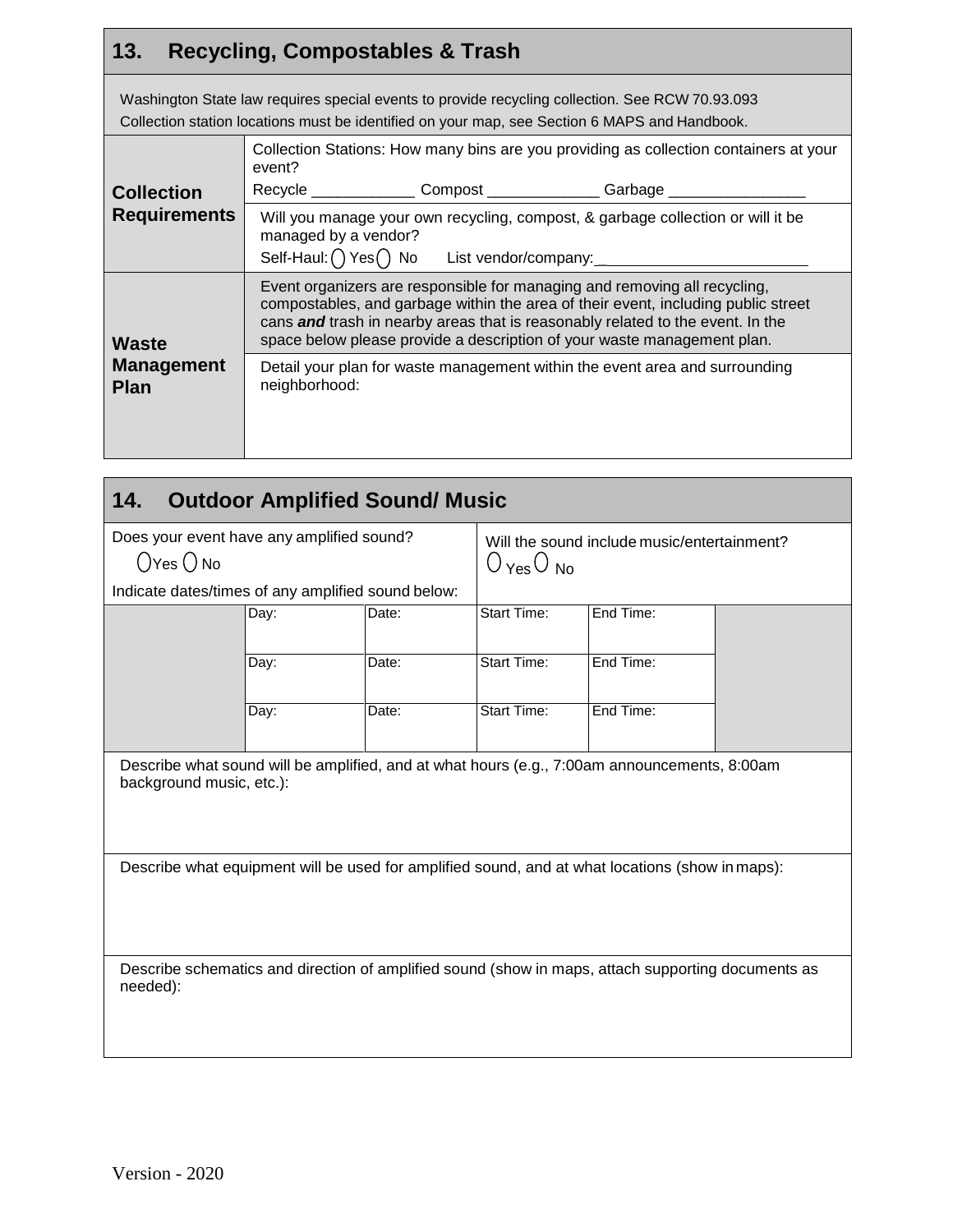## 13. Recycling, Compostables & Trash

Washington State law requires special events to provide recycling collection. See RCW 70.93.093
Collection station locations must be identified on your map, see Section 6 MAPS and Handbook.

| | |
|---|---|
| **Collection Requirements** | Collection Stations: How many bins are you providing as collection containers at your event?<br>Recycle ____________ Compost _____________ Garbage ________________ |
| | Will you manage your own recycling, compost, & garbage collection or will it be managed by a vendor?<br>Self-Haul: ◯ Yes ◯ No List vendor/company:_________________________ |
| **Waste Management Plan** | Event organizers are responsible for managing and removing all recycling, compostables, and garbage within the area of their event, including public street cans ***and*** trash in nearby areas that is reasonably related to the event. In the space below please provide a description of your waste management plan. |
| | Detail your plan for waste management within the event area and surrounding neighborhood: |

## 14. Outdoor Amplified Sound/ Music

Does your event have any amplified sound?
◯Yes ◯ No

Will the sound include music/entertainment?
◯ Yes ◯ No

Indicate dates/times of any amplified sound below:

| | | | | | |
|---|---|---|---|---|---|
| | Day: | Date: | Start Time: | End Time: | |
| | Day: | Date: | Start Time: | End Time: | |
| | Day: | Date: | Start Time: | End Time: | |

Describe what sound will be amplified, and at what hours (e.g., 7:00am announcements, 8:00am background music, etc.):

Describe what equipment will be used for amplified sound, and at what locations (show in maps):

Describe schematics and direction of amplified sound (show in maps, attach supporting documents as needed):

Version - 2020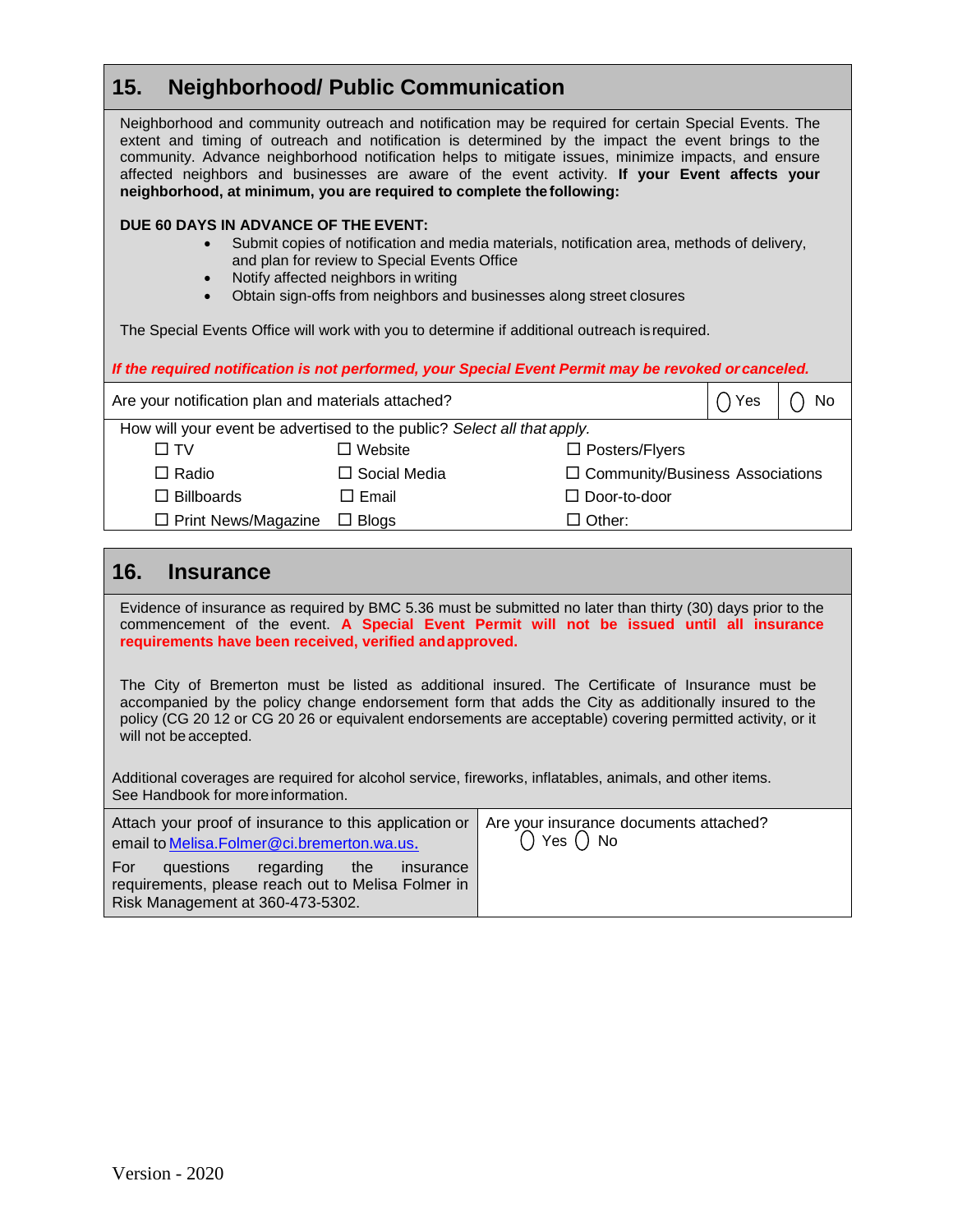## 15. Neighborhood/ Public Communication

Neighborhood and community outreach and notification may be required for certain Special Events. The extent and timing of outreach and notification is determined by the impact the event brings to the community. Advance neighborhood notification helps to mitigate issues, minimize impacts, and ensure affected neighbors and businesses are aware of the event activity. **If your Event affects your neighborhood, at minimum, you are required to complete the following:**

**DUE 60 DAYS IN ADVANCE OF THE EVENT:**

- Submit copies of notification and media materials, notification area, methods of delivery, and plan for review to Special Events Office
- Notify affected neighbors in writing
- Obtain sign-offs from neighbors and businesses along street closures

The Special Events Office will work with you to determine if additional outreach is required.

***If the required notification is not performed, your Special Event Permit may be revoked or canceled.***

| Are your notification plan and materials attached? | ◯ Yes | ◯ No |
|---|---|---|

How will your event be advertised to the public? *Select all that apply.*

| | | |
|---|---|---|
| ☐ TV | ☐ Website | ☐ Posters/Flyers |
| ☐ Radio | ☐ Social Media | ☐ Community/Business Associations |
| ☐ Billboards | ☐ Email | ☐ Door-to-door |
| ☐ Print News/Magazine | ☐ Blogs | ☐ Other: |

## 16. Insurance

Evidence of insurance as required by BMC 5.36 must be submitted no later than thirty (30) days prior to the commencement of the event. **A Special Event Permit will not be issued until all insurance requirements have been received, verified and approved.**

The City of Bremerton must be listed as additional insured. The Certificate of Insurance must be accompanied by the policy change endorsement form that adds the City as additionally insured to the policy (CG 20 12 or CG 20 26 or equivalent endorsements are acceptable) covering permitted activity, or it will not be accepted.

Additional coverages are required for alcohol service, fireworks, inflatables, animals, and other items. See Handbook for more information.

| Attach your proof of insurance to this application or email to [Melisa.Folmer@ci.bremerton.wa.us.](mailto:Melisa.Folmer@ci.bremerton.wa.us) For questions regarding the insurance requirements, please reach out to Melisa Folmer in Risk Management at 360-473-5302. | Are your insurance documents attached? ◯ Yes ◯ No |
|---|---|

Version - 2020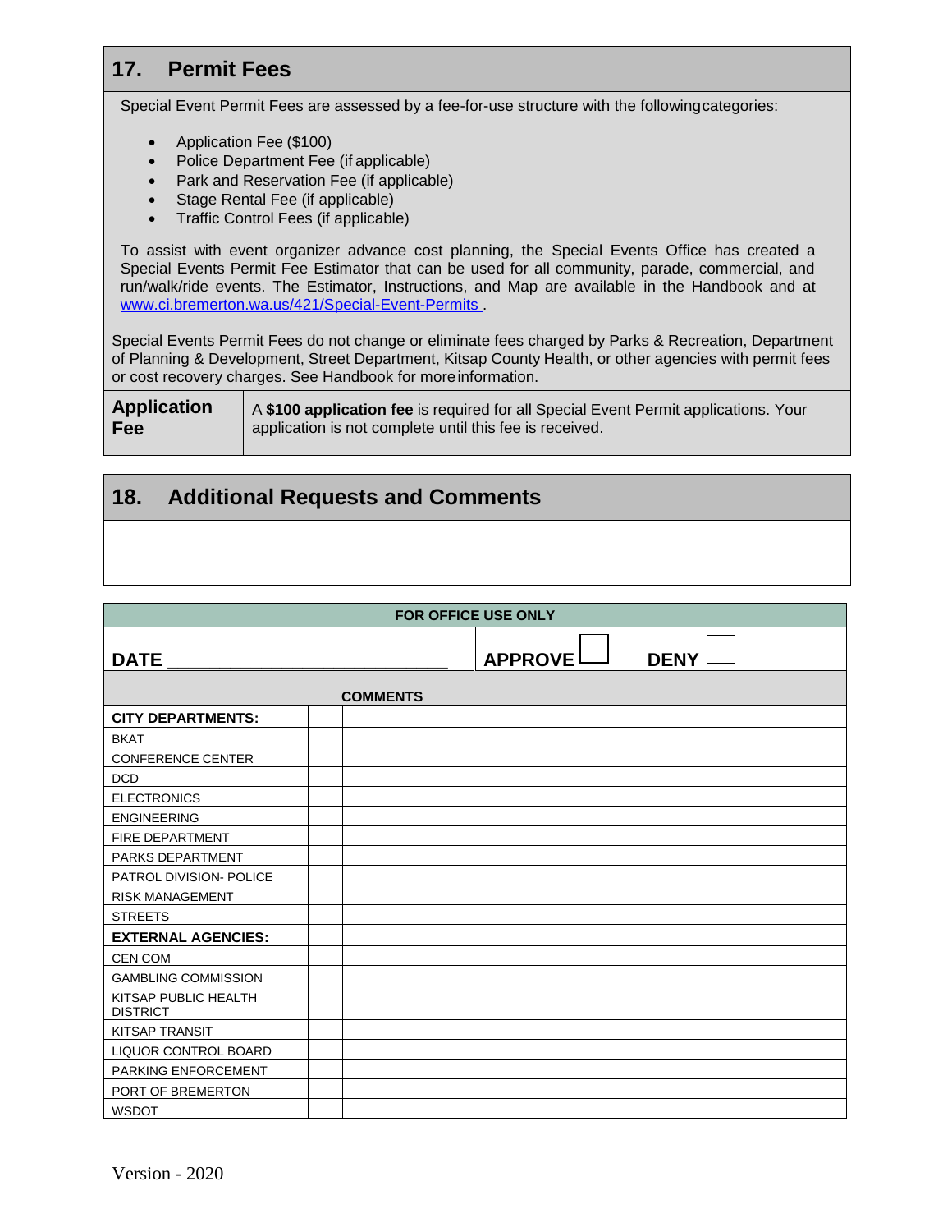## 17. Permit Fees

Special Event Permit Fees are assessed by a fee-for-use structure with the following categories:

- Application Fee ($100)
- Police Department Fee (if applicable)
- Park and Reservation Fee (if applicable)
- Stage Rental Fee (if applicable)
- Traffic Control Fees (if applicable)

To assist with event organizer advance cost planning, the Special Events Office has created a Special Events Permit Fee Estimator that can be used for all community, parade, commercial, and run/walk/ride events. The Estimator, Instructions, and Map are available in the Handbook and at www.ci.bremerton.wa.us/421/Special-Event-Permits .

Special Events Permit Fees do not change or eliminate fees charged by Parks & Recreation, Department of Planning & Development, Street Department, Kitsap County Health, or other agencies with permit fees or cost recovery charges. See Handbook for more information.

| | |
|---|---|
| **Application Fee** | A **$100 application fee** is required for all Special Event Permit applications. Your application is not complete until this fee is received. |

## 18. Additional Requests and Comments

**FOR OFFICE USE ONLY**

**DATE** ____________________________ **APPROVE** ☐ **DENY** ☐

| | | COMMENTS |
|---|---|---|
| **CITY DEPARTMENTS:** | | |
| BKAT | | |
| CONFERENCE CENTER | | |
| DCD | | |
| ELECTRONICS | | |
| ENGINEERING | | |
| FIRE DEPARTMENT | | |
| PARKS DEPARTMENT | | |
| PATROL DIVISION- POLICE | | |
| RISK MANAGEMENT | | |
| STREETS | | |
| **EXTERNAL AGENCIES:** | | |
| CEN COM | | |
| GAMBLING COMMISSION | | |
| KITSAP PUBLIC HEALTH DISTRICT | | |
| KITSAP TRANSIT | | |
| LIQUOR CONTROL BOARD | | |
| PARKING ENFORCEMENT | | |
| PORT OF BREMERTON | | |
| WSDOT | | |

Version - 2020